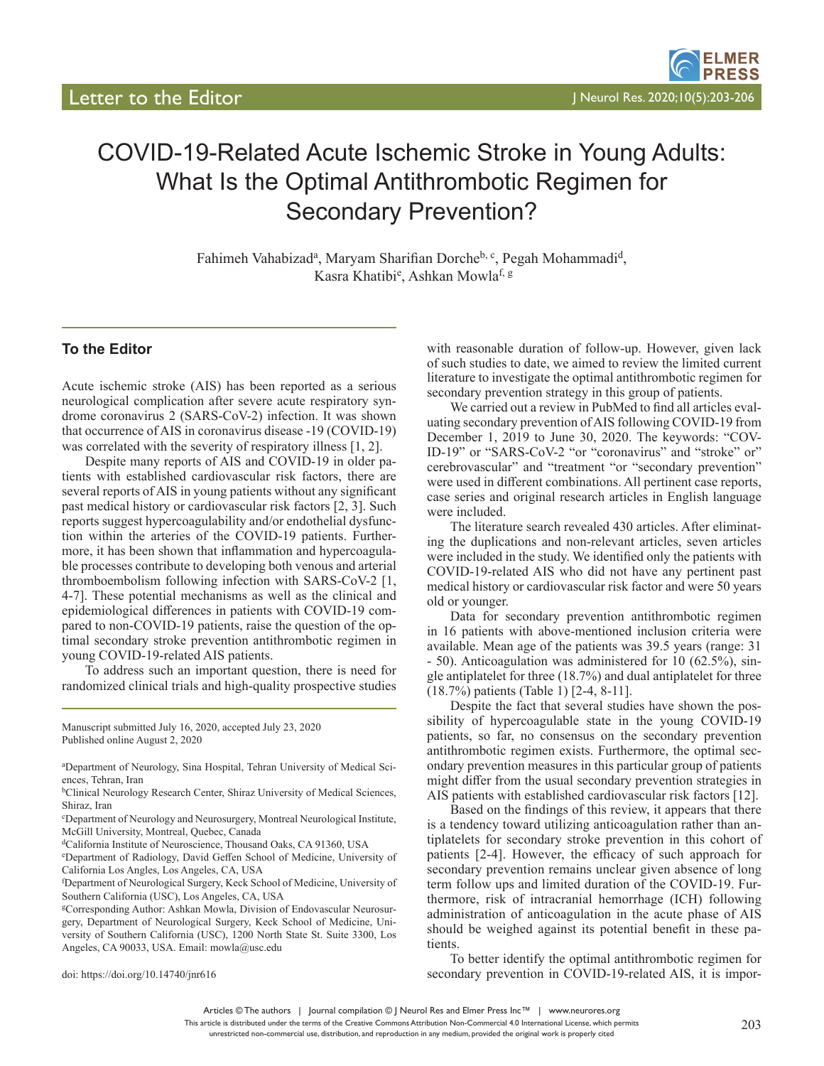Letter to the Editor

# COVID-19-Related Acute Ischemic Stroke in Young Adults: What Is the Optimal Antithrombotic Regimen for Secondary Prevention?

Fahimeh Vahabizad[a], Maryam Sharifian Dorche[b, c], Pegah Mohammadi[d], Kasra Khatibi[e], Ashkan Mowla[f, g]

## To the Editor

Acute ischemic stroke (AIS) has been reported as a serious neurological complication after severe acute respiratory syndrome coronavirus 2 (SARS-CoV-2) infection. It was shown that occurrence of AIS in coronavirus disease -19 (COVID-19) was correlated with the severity of respiratory illness [1, 2].

Despite many reports of AIS and COVID-19 in older patients with established cardiovascular risk factors, there are several reports of AIS in young patients without any significant past medical history or cardiovascular risk factors [2, 3]. Such reports suggest hypercoagulability and/or endothelial dysfunction within the arteries of the COVID-19 patients. Furthermore, it has been shown that inflammation and hypercoagulable processes contribute to developing both venous and arterial thromboembolism following infection with SARS-CoV-2 [1, 4-7]. These potential mechanisms as well as the clinical and epidemiological differences in patients with COVID-19 compared to non-COVID-19 patients, raise the question of the optimal secondary stroke prevention antithrombotic regimen in young COVID-19-related AIS patients.

To address such an important question, there is need for randomized clinical trials and high-quality prospective studies with reasonable duration of follow-up. However, given lack of such studies to date, we aimed to review the limited current literature to investigate the optimal antithrombotic regimen for secondary prevention strategy in this group of patients.

We carried out a review in PubMed to find all articles evaluating secondary prevention of AIS following COVID-19 from December 1, 2019 to June 30, 2020. The keywords: "COVID-19" or "SARS-CoV-2 "or "coronavirus" and "stroke" or" cerebrovascular" and "treatment "or "secondary prevention" were used in different combinations. All pertinent case reports, case series and original research articles in English language were included.

The literature search revealed 430 articles. After eliminating the duplications and non-relevant articles, seven articles were included in the study. We identified only the patients with COVID-19-related AIS who did not have any pertinent past medical history or cardiovascular risk factor and were 50 years old or younger.

Data for secondary prevention antithrombotic regimen in 16 patients with above-mentioned inclusion criteria were available. Mean age of the patients was 39.5 years (range: 31 - 50). Anticoagulation was administered for 10 (62.5%), single antiplatelet for three (18.7%) and dual antiplatelet for three (18.7%) patients (Table 1) [2-4, 8-11].

Despite the fact that several studies have shown the possibility of hypercoagulable state in the young COVID-19 patients, so far, no consensus on the secondary prevention antithrombotic regimen exists. Furthermore, the optimal secondary prevention measures in this particular group of patients might differ from the usual secondary prevention strategies in AIS patients with established cardiovascular risk factors [12].

Based on the findings of this review, it appears that there is a tendency toward utilizing anticoagulation rather than antiplatelets for secondary stroke prevention in this cohort of patients [2-4]. However, the efficacy of such approach for secondary prevention remains unclear given absence of long term follow ups and limited duration of the COVID-19. Furthermore, risk of intracranial hemorrhage (ICH) following administration of anticoagulation in the acute phase of AIS should be weighed against its potential benefit in these patients.

To better identify the optimal antithrombotic regimen for secondary prevention in COVID-19-related AIS, it is impor-

---

Manuscript submitted July 16, 2020, accepted July 23, 2020
Published online August 2, 2020

[a]Department of Neurology, Sina Hospital, Tehran University of Medical Sciences, Tehran, Iran
[b]Clinical Neurology Research Center, Shiraz University of Medical Sciences, Shiraz, Iran
[c]Department of Neurology and Neurosurgery, Montreal Neurological Institute, McGill University, Montreal, Quebec, Canada
[d]California Institute of Neuroscience, Thousand Oaks, CA 91360, USA
[e]Department of Radiology, David Geffen School of Medicine, University of California Los Angles, Los Angeles, CA, USA
[f]Department of Neurological Surgery, Keck School of Medicine, University of Southern California (USC), Los Angeles, CA, USA
[g]Corresponding Author: Ashkan Mowla, Division of Endovascular Neurosurgery, Department of Neurological Surgery, Keck School of Medicine, University of Southern California (USC), 1200 North State St. Suite 3300, Los Angeles, CA 90033, USA. Email: mowla@usc.edu

doi: https://doi.org/10.14740/jnr616

Articles © The authors | Journal compilation © J Neurol Res and Elmer Press Inc™ | www.neurores.org
This article is distributed under the terms of the Creative Commons Attribution Non-Commercial 4.0 International License, which permits unrestricted non-commercial use, distribution, and reproduction in any medium, provided the original work is properly cited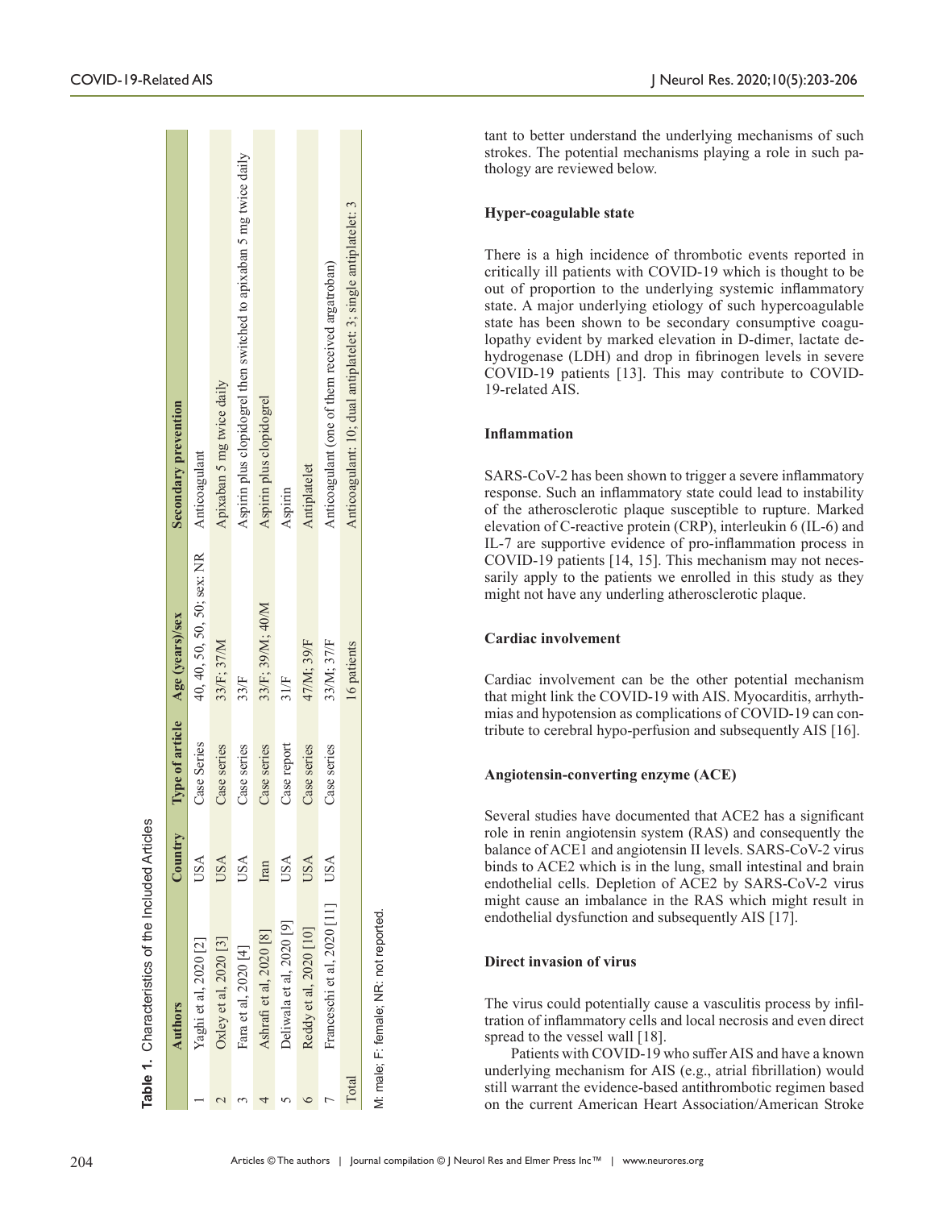**Table 1.** Characteristics of the Included Articles

| | Authors | Country | Type of article | Age (years)/sex | Secondary prevention |
|---|---|---|---|---|---|
| 1 | Yaghi et al, 2020 [2] | USA | Case Series | 40, 40, 50, 50, 50; sex: NR | Anticoagulant |
| 2 | Oxley et al, 2020 [3] | USA | Case series | 33/F; 37/M | Apixaban 5 mg twice daily |
| 3 | Fara et al, 2020 [4] | USA | Case series | 33/F | Aspirin plus clopidogrel then switched to apixaban 5 mg twice daily |
| 4 | Ashrafi et al, 2020 [8] | Iran | Case series | 33/F; 39/M; 40/M | Aspirin plus clopidogrel |
| 5 | Deliwala et al, 2020 [9] | USA | Case report | 31/F | Aspirin |
| 6 | Reddy et al, 2020 [10] | USA | Case series | 47/M; 39/F | Antiplatelet |
| 7 | Franceschi et al, 2020 [11] | USA | Case series | 33/M; 37/F | Anticoagulant (one of them received argatroban) |
| Total | | | | 16 patients | Anticoagulant: 10; dual antiplatelet: 3; single antiplatelet: 3 |

M: male; F: female; NR: not reported.

tant to better understand the underlying mechanisms of such strokes. The potential mechanisms playing a role in such pathology are reviewed below.

### Hyper-coagulable state

There is a high incidence of thrombotic events reported in critically ill patients with COVID-19 which is thought to be out of proportion to the underlying systemic inflammatory state. A major underlying etiology of such hypercoagulable state has been shown to be secondary consumptive coagulopathy evident by marked elevation in D-dimer, lactate dehydrogenase (LDH) and drop in fibrinogen levels in severe COVID-19 patients [13]. This may contribute to COVID-19-related AIS.

### Inflammation

SARS-CoV-2 has been shown to trigger a severe inflammatory response. Such an inflammatory state could lead to instability of the atherosclerotic plaque susceptible to rupture. Marked elevation of C-reactive protein (CRP), interleukin 6 (IL-6) and IL-7 are supportive evidence of pro-inflammation process in COVID-19 patients [14, 15]. This mechanism may not necessarily apply to the patients we enrolled in this study as they might not have any underling atherosclerotic plaque.

### Cardiac involvement

Cardiac involvement can be the other potential mechanism that might link the COVID-19 with AIS. Myocarditis, arrhythmias and hypotension as complications of COVID-19 can contribute to cerebral hypo-perfusion and subsequently AIS [16].

### Angiotensin-converting enzyme (ACE)

Several studies have documented that ACE2 has a significant role in renin angiotensin system (RAS) and consequently the balance of ACE1 and angiotensin II levels. SARS-CoV-2 virus binds to ACE2 which is in the lung, small intestinal and brain endothelial cells. Depletion of ACE2 by SARS-CoV-2 virus might cause an imbalance in the RAS which might result in endothelial dysfunction and subsequently AIS [17].

### Direct invasion of virus

The virus could potentially cause a vasculitis process by infiltration of inflammatory cells and local necrosis and even direct spread to the vessel wall [18].

Patients with COVID-19 who suffer AIS and have a known underlying mechanism for AIS (e.g., atrial fibrillation) would still warrant the evidence-based antithrombotic regimen based on the current American Heart Association/American Stroke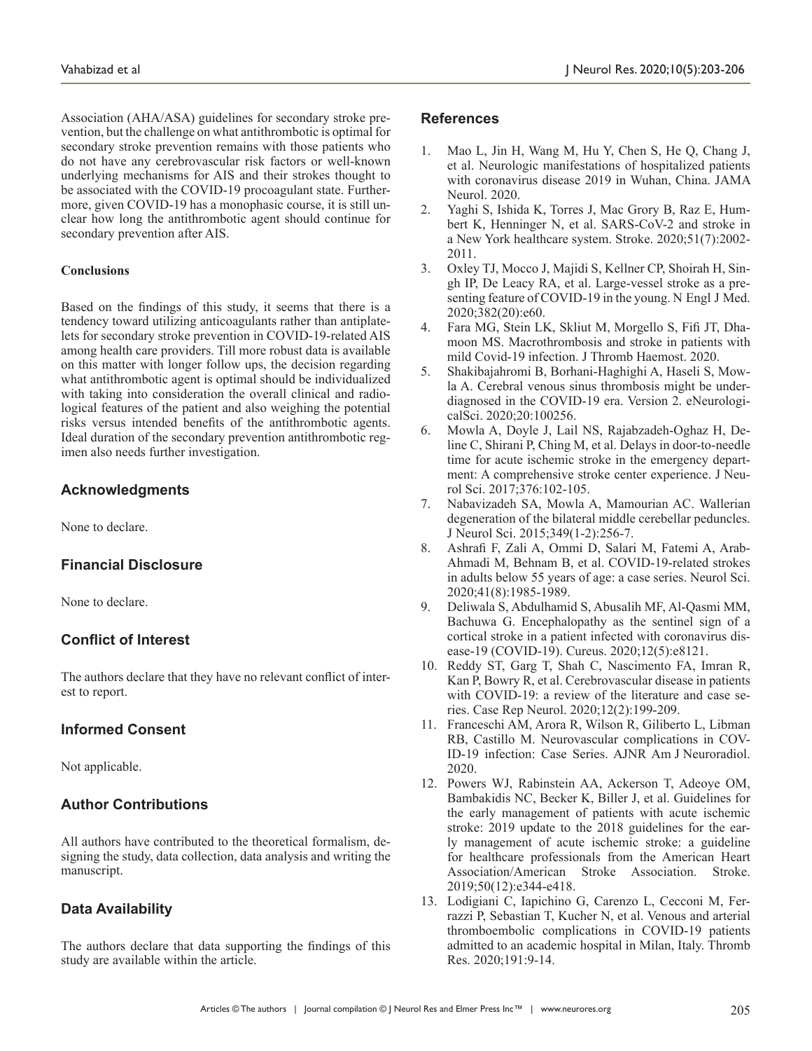Association (AHA/ASA) guidelines for secondary stroke prevention, but the challenge on what antithrombotic is optimal for secondary stroke prevention remains with those patients who do not have any cerebrovascular risk factors or well-known underlying mechanisms for AIS and their strokes thought to be associated with the COVID-19 procoagulant state. Furthermore, given COVID-19 has a monophasic course, it is still unclear how long the antithrombotic agent should continue for secondary prevention after AIS.

**Conclusions**

Based on the findings of this study, it seems that there is a tendency toward utilizing anticoagulants rather than antiplatelets for secondary stroke prevention in COVID-19-related AIS among health care providers. Till more robust data is available on this matter with longer follow ups, the decision regarding what antithrombotic agent is optimal should be individualized with taking into consideration the overall clinical and radiological features of the patient and also weighing the potential risks versus intended benefits of the antithrombotic agents. Ideal duration of the secondary prevention antithrombotic regimen also needs further investigation.

## Acknowledgments

None to declare.

## Financial Disclosure

None to declare.

## Conflict of Interest

The authors declare that they have no relevant conflict of interest to report.

## Informed Consent

Not applicable.

## Author Contributions

All authors have contributed to the theoretical formalism, designing the study, data collection, data analysis and writing the manuscript.

## Data Availability

The authors declare that data supporting the findings of this study are available within the article.

## References

1. Mao L, Jin H, Wang M, Hu Y, Chen S, He Q, Chang J, et al. Neurologic manifestations of hospitalized patients with coronavirus disease 2019 in Wuhan, China. JAMA Neurol. 2020.
2. Yaghi S, Ishida K, Torres J, Mac Grory B, Raz E, Humbert K, Henninger N, et al. SARS-CoV-2 and stroke in a New York healthcare system. Stroke. 2020;51(7):2002-2011.
3. Oxley TJ, Mocco J, Majidi S, Kellner CP, Shoirah H, Singh IP, De Leacy RA, et al. Large-vessel stroke as a presenting feature of COVID-19 in the young. N Engl J Med. 2020;382(20):e60.
4. Fara MG, Stein LK, Skliut M, Morgello S, Fifi JT, Dhamoon MS. Macrothrombosis and stroke in patients with mild Covid-19 infection. J Thromb Haemost. 2020.
5. Shakibajahromi B, Borhani-Haghighi A, Haseli S, Mowla A. Cerebral venous sinus thrombosis might be underdiagnosed in the COVID-19 era. Version 2. eNeurologicalSci. 2020;20:100256.
6. Mowla A, Doyle J, Lail NS, Rajabzadeh-Oghaz H, Deline C, Shirani P, Ching M, et al. Delays in door-to-needle time for acute ischemic stroke in the emergency department: A comprehensive stroke center experience. J Neurol Sci. 2017;376:102-105.
7. Nabavizadeh SA, Mowla A, Mamourian AC. Wallerian degeneration of the bilateral middle cerebellar peduncles. J Neurol Sci. 2015;349(1-2):256-7.
8. Ashrafi F, Zali A, Ommi D, Salari M, Fatemi A, Arab-Ahmadi M, Behnam B, et al. COVID-19-related strokes in adults below 55 years of age: a case series. Neurol Sci. 2020;41(8):1985-1989.
9. Deliwala S, Abdulhamid S, Abusalih MF, Al-Qasmi MM, Bachuwa G. Encephalopathy as the sentinel sign of a cortical stroke in a patient infected with coronavirus disease-19 (COVID-19). Cureus. 2020;12(5):e8121.
10. Reddy ST, Garg T, Shah C, Nascimento FA, Imran R, Kan P, Bowry R, et al. Cerebrovascular disease in patients with COVID-19: a review of the literature and case series. Case Rep Neurol. 2020;12(2):199-209.
11. Franceschi AM, Arora R, Wilson R, Giliberto L, Libman RB, Castillo M. Neurovascular complications in COVID-19 infection: Case Series. AJNR Am J Neuroradiol. 2020.
12. Powers WJ, Rabinstein AA, Ackerson T, Adeoye OM, Bambakidis NC, Becker K, Biller J, et al. Guidelines for the early management of patients with acute ischemic stroke: 2019 update to the 2018 guidelines for the early management of acute ischemic stroke: a guideline for healthcare professionals from the American Heart Association/American Stroke Association. Stroke. 2019;50(12):e344-e418.
13. Lodigiani C, Iapichino G, Carenzo L, Cecconi M, Ferrazzi P, Sebastian T, Kucher N, et al. Venous and arterial thromboembolic complications in COVID-19 patients admitted to an academic hospital in Milan, Italy. Thromb Res. 2020;191:9-14.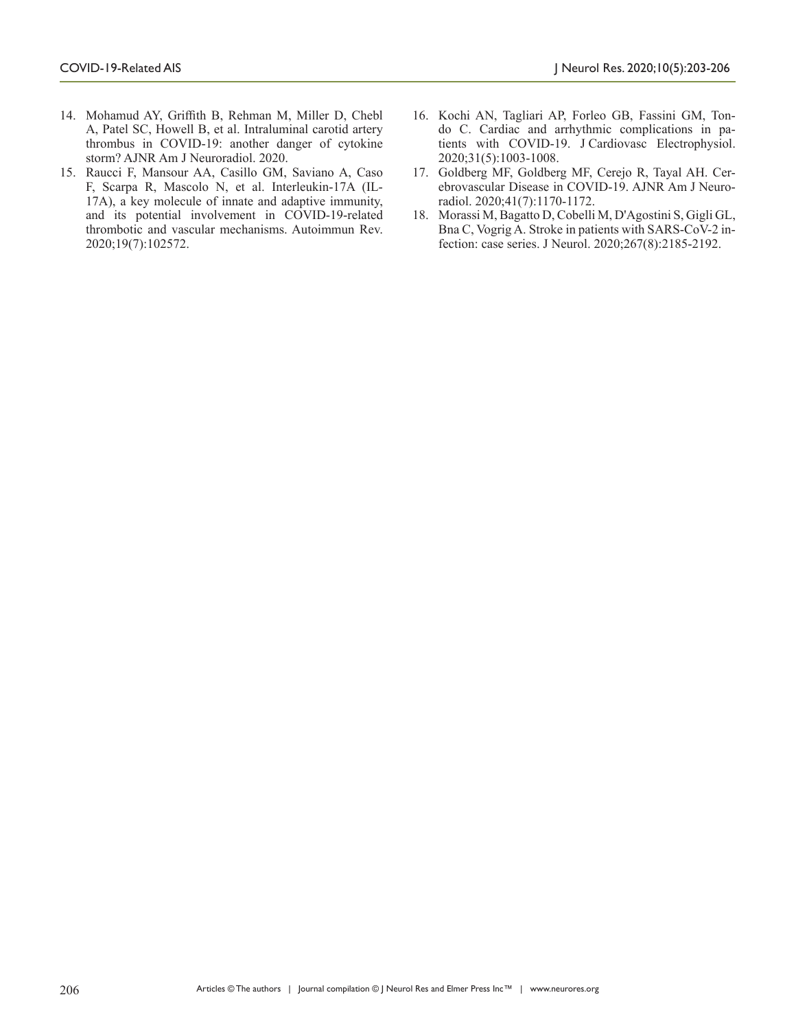14. Mohamud AY, Griffith B, Rehman M, Miller D, Chebl A, Patel SC, Howell B, et al. Intraluminal carotid artery thrombus in COVID-19: another danger of cytokine storm? AJNR Am J Neuroradiol. 2020.
15. Raucci F, Mansour AA, Casillo GM, Saviano A, Caso F, Scarpa R, Mascolo N, et al. Interleukin-17A (IL-17A), a key molecule of innate and adaptive immunity, and its potential involvement in COVID-19-related thrombotic and vascular mechanisms. Autoimmun Rev. 2020;19(7):102572.
16. Kochi AN, Tagliari AP, Forleo GB, Fassini GM, Tondo C. Cardiac and arrhythmic complications in patients with COVID-19. J Cardiovasc Electrophysiol. 2020;31(5):1003-1008.
17. Goldberg MF, Goldberg MF, Cerejo R, Tayal AH. Cerebrovascular Disease in COVID-19. AJNR Am J Neuroradiol. 2020;41(7):1170-1172.
18. Morassi M, Bagatto D, Cobelli M, D'Agostini S, Gigli GL, Bna C, Vogrig A. Stroke in patients with SARS-CoV-2 infection: case series. J Neurol. 2020;267(8):2185-2192.